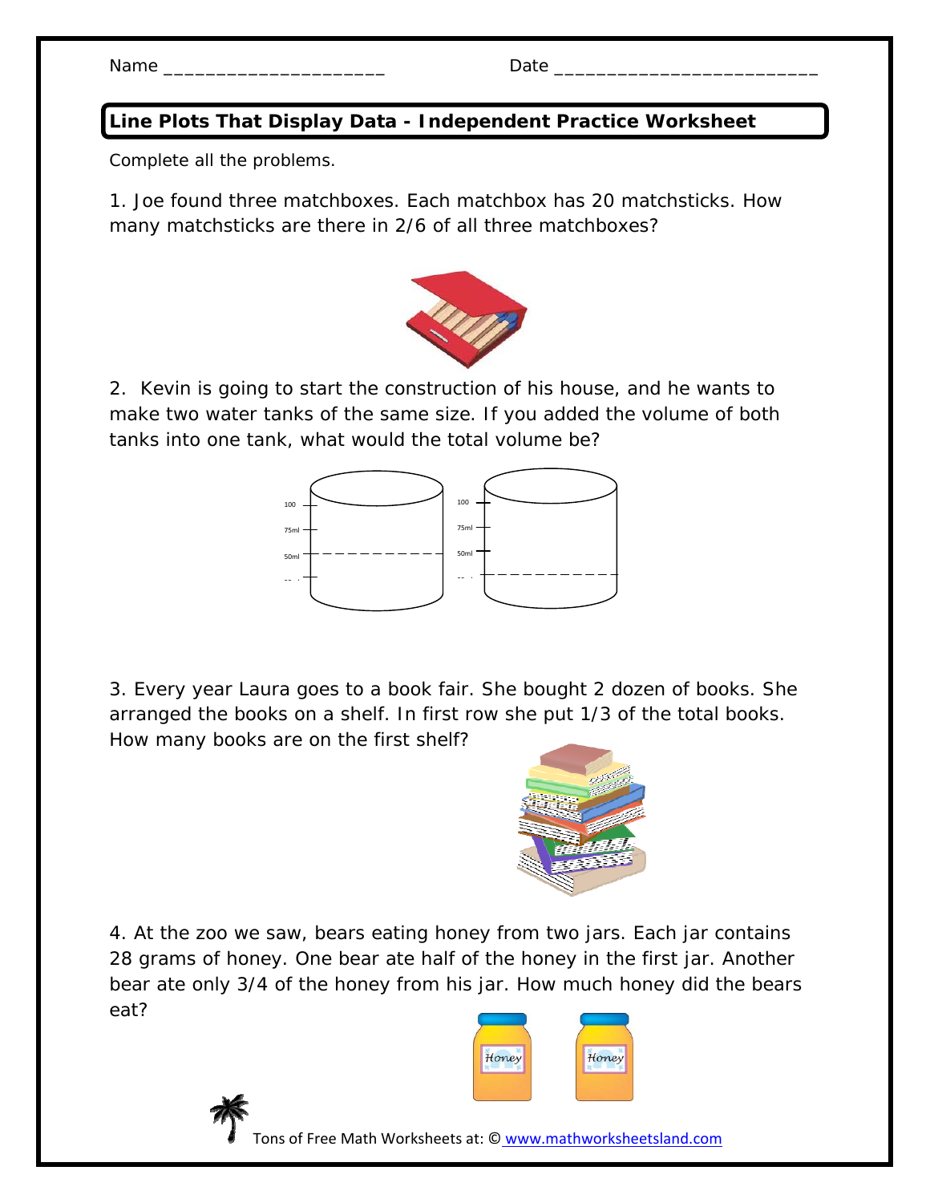Name ____________________ Date ________________________

## Line Plots That Display Data - Independent Practice Worksheet

Complete all the problems.

1. Joe found three matchboxes. Each matchbox has 20 matchsticks. How many matchsticks are there in 2/6 of all three matchboxes?

2. Kevin is going to start the construction of his house, and he wants to make two water tanks of the same size. If you added the volume of both tanks into one tank, what would the total volume be?

3. Every year Laura goes to a book fair. She bought 2 dozen of books. She arranged the books on a shelf. In first row she put 1/3 of the total books. How many books are on the first shelf?

4. At the zoo we saw, bears eating honey from two jars. Each jar contains 28 grams of honey. One bear ate half of the honey in the first jar. Another bear ate only 3/4 of the honey from his jar. How much honey did the bears eat?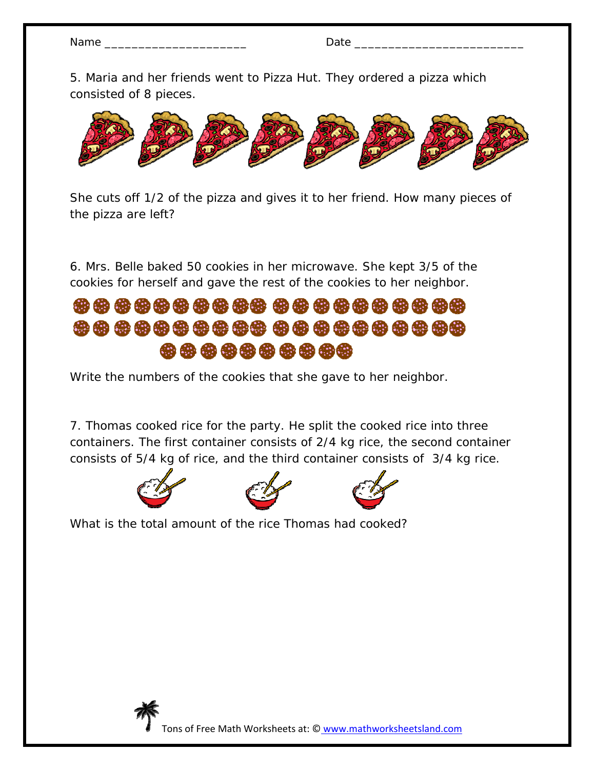Name ____________________ Date ________________________

5. Maria and her friends went to Pizza Hut. They ordered a pizza which consisted of 8 pieces.

She cuts off 1/2 of the pizza and gives it to her friend. How many pieces of the pizza are left?

6. Mrs. Belle baked 50 cookies in her microwave. She kept 3/5 of the cookies for herself and gave the rest of the cookies to her neighbor.

Write the numbers of the cookies that she gave to her neighbor.

7. Thomas cooked rice for the party. He split the cooked rice into three containers. The first container consists of 2/4 kg rice, the second container consists of 5/4 kg of rice, and the third container consists of 3/4 kg rice.

What is the total amount of the rice Thomas had cooked?

Tons of Free Math Worksheets at: © www.mathworksheetsland.com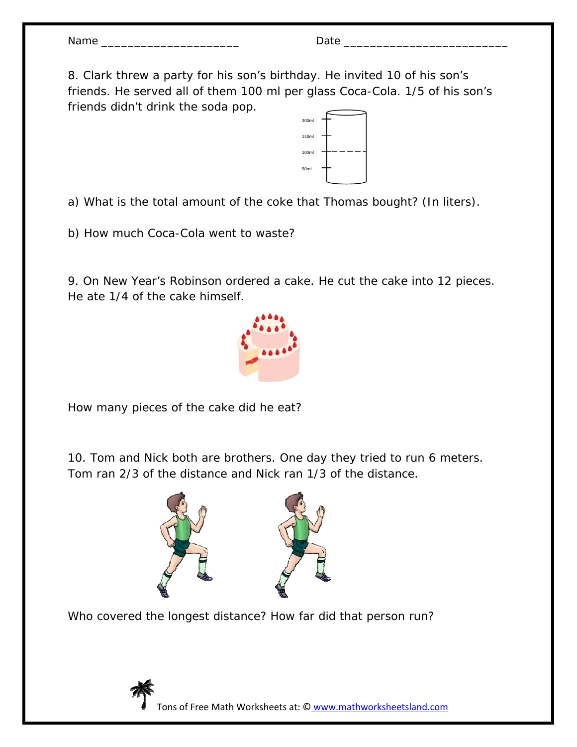Name ____________________ Date ________________________

8. Clark threw a party for his son's birthday. He invited 10 of his son's friends. He served all of them 100 ml per glass Coca-Cola. 1/5 of his son's friends didn't drink the soda pop.

200ml
150ml
100ml
50ml

a) What is the total amount of the coke that Thomas bought? (In liters).

b) How much Coca-Cola went to waste?

9. On New Year's Robinson ordered a cake. He cut the cake into 12 pieces. He ate 1/4 of the cake himself.

How many pieces of the cake did he eat?

10. Tom and Nick both are brothers. One day they tried to run 6 meters. Tom ran 2/3 of the distance and Nick ran 1/3 of the distance.

Who covered the longest distance? How far did that person run?

Tons of Free Math Worksheets at: © www.mathworksheetsland.com